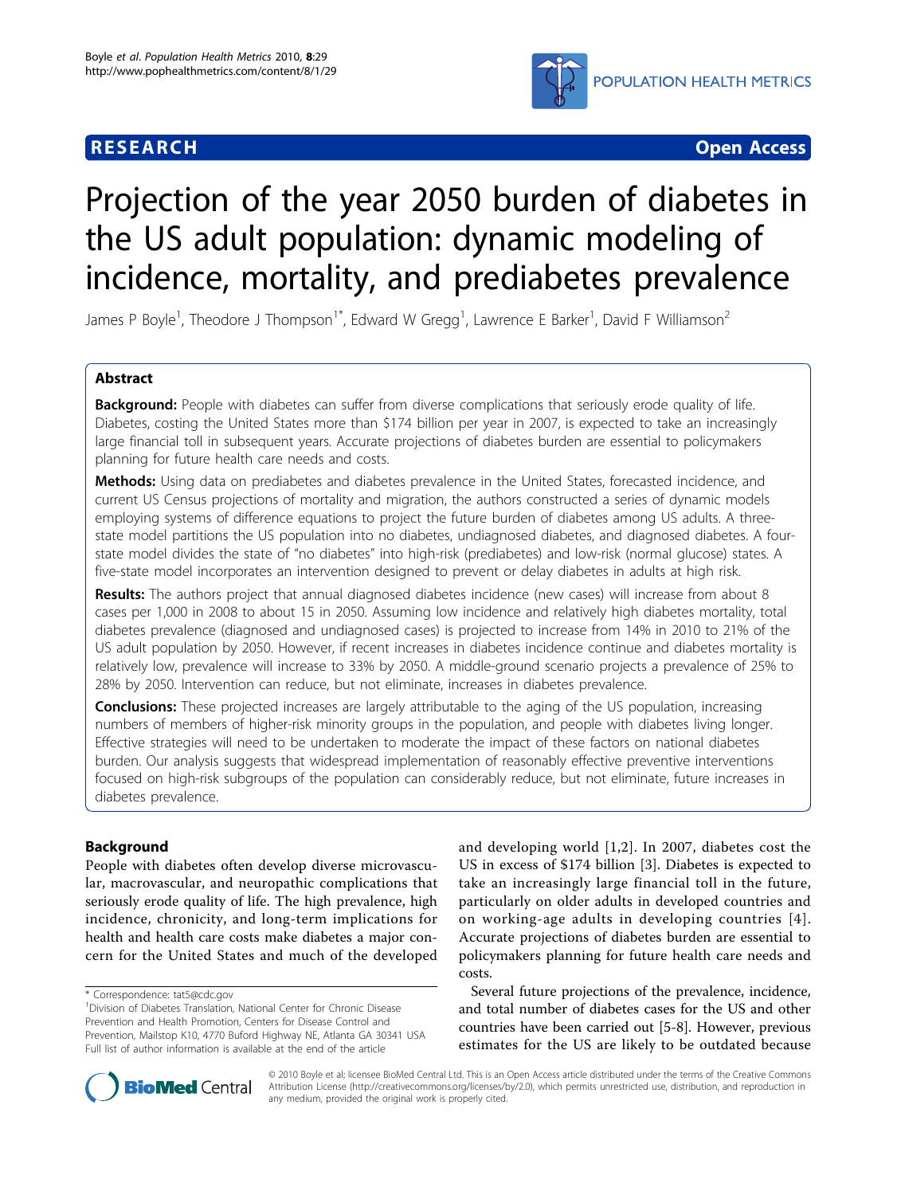**RESEARCH** **Open Access**

# Projection of the year 2050 burden of diabetes in the US adult population: dynamic modeling of incidence, mortality, and prediabetes prevalence

James P Boyle[1], Theodore J Thompson[1*], Edward W Gregg[1], Lawrence E Barker[1], David F Williamson[2]

## Abstract

**Background:** People with diabetes can suffer from diverse complications that seriously erode quality of life. Diabetes, costing the United States more than $174 billion per year in 2007, is expected to take an increasingly large financial toll in subsequent years. Accurate projections of diabetes burden are essential to policymakers planning for future health care needs and costs.

**Methods:** Using data on prediabetes and diabetes prevalence in the United States, forecasted incidence, and current US Census projections of mortality and migration, the authors constructed a series of dynamic models employing systems of difference equations to project the future burden of diabetes among US adults. A three-state model partitions the US population into no diabetes, undiagnosed diabetes, and diagnosed diabetes. A four-state model divides the state of "no diabetes" into high-risk (prediabetes) and low-risk (normal glucose) states. A five-state model incorporates an intervention designed to prevent or delay diabetes in adults at high risk.

**Results:** The authors project that annual diagnosed diabetes incidence (new cases) will increase from about 8 cases per 1,000 in 2008 to about 15 in 2050. Assuming low incidence and relatively high diabetes mortality, total diabetes prevalence (diagnosed and undiagnosed cases) is projected to increase from 14% in 2010 to 21% of the US adult population by 2050. However, if recent increases in diabetes incidence continue and diabetes mortality is relatively low, prevalence will increase to 33% by 2050. A middle-ground scenario projects a prevalence of 25% to 28% by 2050. Intervention can reduce, but not eliminate, increases in diabetes prevalence.

**Conclusions:** These projected increases are largely attributable to the aging of the US population, increasing numbers of members of higher-risk minority groups in the population, and people with diabetes living longer. Effective strategies will need to be undertaken to moderate the impact of these factors on national diabetes burden. Our analysis suggests that widespread implementation of reasonably effective preventive interventions focused on high-risk subgroups of the population can considerably reduce, but not eliminate, future increases in diabetes prevalence.

## Background

People with diabetes often develop diverse microvascular, macrovascular, and neuropathic complications that seriously erode quality of life. The high prevalence, high incidence, chronicity, and long-term implications for health and health care costs make diabetes a major concern for the United States and much of the developed and developing world [1,2]. In 2007, diabetes cost the US in excess of $174 billion [3]. Diabetes is expected to take an increasingly large financial toll in the future, particularly on older adults in developed countries and on working-age adults in developing countries [4]. Accurate projections of diabetes burden are essential to policymakers planning for future health care needs and costs.

Several future projections of the prevalence, incidence, and total number of diabetes cases for the US and other countries have been carried out [5-8]. However, previous estimates for the US are likely to be outdated because

\* Correspondence: tat5@cdc.gov

[1]Division of Diabetes Translation, National Center for Chronic Disease Prevention and Health Promotion, Centers for Disease Control and Prevention, Mailstop K10, 4770 Buford Highway NE, Atlanta GA 30341 USA

Full list of author information is available at the end of the article

© 2010 Boyle et al; licensee BioMed Central Ltd. This is an Open Access article distributed under the terms of the Creative Commons Attribution License (http://creativecommons.org/licenses/by/2.0), which permits unrestricted use, distribution, and reproduction in any medium, provided the original work is properly cited.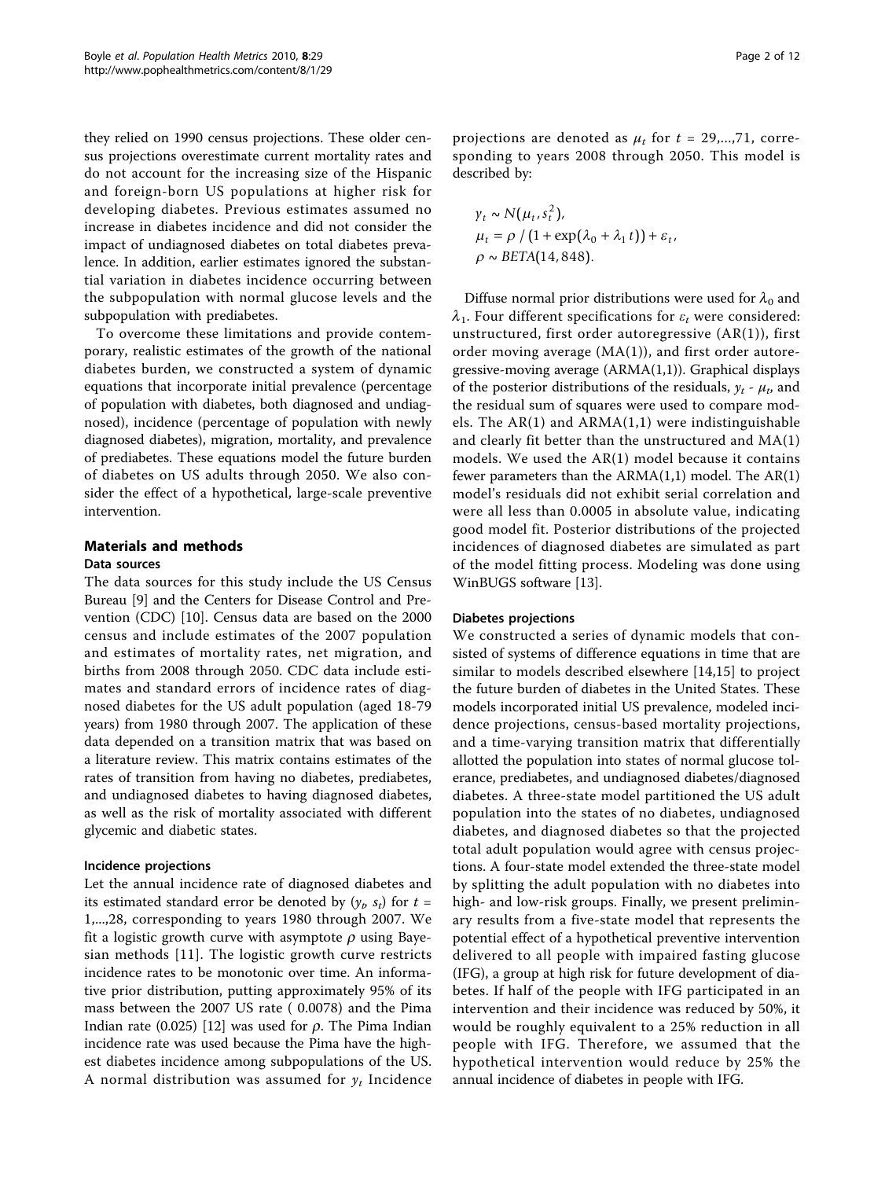they relied on 1990 census projections. These older census projections overestimate current mortality rates and do not account for the increasing size of the Hispanic and foreign-born US populations at higher risk for developing diabetes. Previous estimates assumed no increase in diabetes incidence and did not consider the impact of undiagnosed diabetes on total diabetes prevalence. In addition, earlier estimates ignored the substantial variation in diabetes incidence occurring between the subpopulation with normal glucose levels and the subpopulation with prediabetes.

To overcome these limitations and provide contemporary, realistic estimates of the growth of the national diabetes burden, we constructed a system of dynamic equations that incorporate initial prevalence (percentage of population with diabetes, both diagnosed and undiagnosed), incidence (percentage of population with newly diagnosed diabetes), migration, mortality, and prevalence of prediabetes. These equations model the future burden of diabetes on US adults through 2050. We also consider the effect of a hypothetical, large-scale preventive intervention.

## Materials and methods

### Data sources

The data sources for this study include the US Census Bureau [9] and the Centers for Disease Control and Prevention (CDC) [10]. Census data are based on the 2000 census and include estimates of the 2007 population and estimates of mortality rates, net migration, and births from 2008 through 2050. CDC data include estimates and standard errors of incidence rates of diagnosed diabetes for the US adult population (aged 18-79 years) from 1980 through 2007. The application of these data depended on a transition matrix that was based on a literature review. This matrix contains estimates of the rates of transition from having no diabetes, prediabetes, and undiagnosed diabetes to having diagnosed diabetes, as well as the risk of mortality associated with different glycemic and diabetic states.

### Incidence projections

Let the annual incidence rate of diagnosed diabetes and its estimated standard error be denoted by ($y_t$, $s_t$) for $t$ = 1,...,28, corresponding to years 1980 through 2007. We fit a logistic growth curve with asymptote $\rho$ using Bayesian methods [11]. The logistic growth curve restricts incidence rates to be monotonic over time. An informative prior distribution, putting approximately 95% of its mass between the 2007 US rate ( 0.0078) and the Pima Indian rate (0.025) [12] was used for $\rho$. The Pima Indian incidence rate was used because the Pima have the highest diabetes incidence among subpopulations of the US. A normal distribution was assumed for $y_t$ Incidence projections are denoted as $\mu_t$ for $t$ = 29,...,71, corresponding to years 2008 through 2050. This model is described by:

$$y_t \sim N(\mu_t, s_t^2),$$
$$\mu_t = \rho \,/\, (1 + \exp(\lambda_0 + \lambda_1 t)) + \varepsilon_t,$$
$$\rho \sim BETA(14, 848).$$

Diffuse normal prior distributions were used for $\lambda_0$ and $\lambda_1$. Four different specifications for $\varepsilon_t$ were considered: unstructured, first order autoregressive (AR(1)), first order moving average (MA(1)), and first order autoregressive-moving average (ARMA(1,1)). Graphical displays of the posterior distributions of the residuals, $y_t$ - $\mu_t$, and the residual sum of squares were used to compare models. The AR(1) and ARMA(1,1) were indistinguishable and clearly fit better than the unstructured and MA(1) models. We used the AR(1) model because it contains fewer parameters than the ARMA(1,1) model. The AR(1) model's residuals did not exhibit serial correlation and were all less than 0.0005 in absolute value, indicating good model fit. Posterior distributions of the projected incidences of diagnosed diabetes are simulated as part of the model fitting process. Modeling was done using WinBUGS software [13].

### Diabetes projections

We constructed a series of dynamic models that consisted of systems of difference equations in time that are similar to models described elsewhere [14,15] to project the future burden of diabetes in the United States. These models incorporated initial US prevalence, modeled incidence projections, census-based mortality projections, and a time-varying transition matrix that differentially allotted the population into states of normal glucose tolerance, prediabetes, and undiagnosed diabetes/diagnosed diabetes. A three-state model partitioned the US adult population into the states of no diabetes, undiagnosed diabetes, and diagnosed diabetes so that the projected total adult population would agree with census projections. A four-state model extended the three-state model by splitting the adult population with no diabetes into high- and low-risk groups. Finally, we present preliminary results from a five-state model that represents the potential effect of a hypothetical preventive intervention delivered to all people with impaired fasting glucose (IFG), a group at high risk for future development of diabetes. If half of the people with IFG participated in an intervention and their incidence was reduced by 50%, it would be roughly equivalent to a 25% reduction in all people with IFG. Therefore, we assumed that the hypothetical intervention would reduce by 25% the annual incidence of diabetes in people with IFG.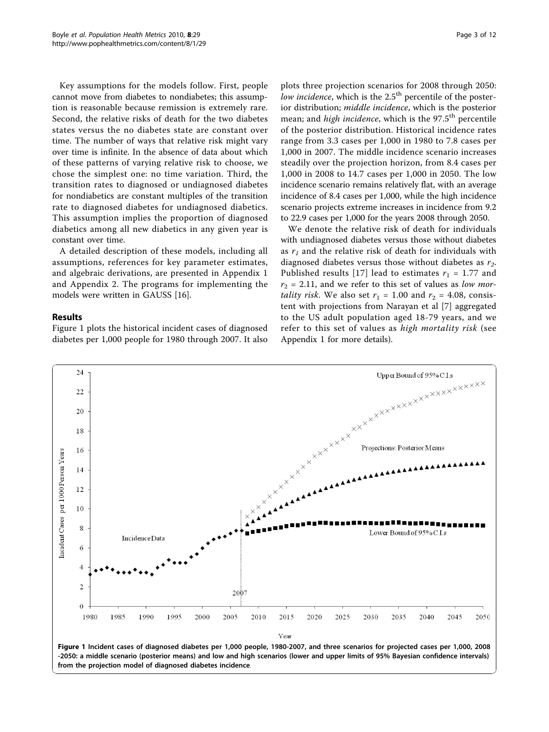Key assumptions for the models follow. First, people cannot move from diabetes to nondiabetes; this assumption is reasonable because remission is extremely rare. Second, the relative risks of death for the two diabetes states versus the no diabetes state are constant over time. The number of ways that relative risk might vary over time is infinite. In the absence of data about which of these patterns of varying relative risk to choose, we chose the simplest one: no time variation. Third, the transition rates to diagnosed or undiagnosed diabetes for nondiabetics are constant multiples of the transition rate to diagnosed diabetes for undiagnosed diabetics. This assumption implies the proportion of diagnosed diabetics among all new diabetics in any given year is constant over time.

A detailed description of these models, including all assumptions, references for key parameter estimates, and algebraic derivations, are presented in Appendix 1 and Appendix 2. The programs for implementing the models were written in GAUSS [16].

## Results

Figure 1 plots the historical incident cases of diagnosed diabetes per 1,000 people for 1980 through 2007. It also plots three projection scenarios for 2008 through 2050: *low incidence*, which is the 2.5[th] percentile of the posterior distribution; *middle incidence*, which is the posterior mean; and *high incidence*, which is the 97.5[th] percentile of the posterior distribution. Historical incidence rates range from 3.3 cases per 1,000 in 1980 to 7.8 cases per 1,000 in 2007. The middle incidence scenario increases steadily over the projection horizon, from 8.4 cases per 1,000 in 2008 to 14.7 cases per 1,000 in 2050. The low incidence scenario remains relatively flat, with an average incidence of 8.4 cases per 1,000, while the high incidence scenario projects extreme increases in incidence from 9.2 to 22.9 cases per 1,000 for the years 2008 through 2050.

We denote the relative risk of death for individuals with undiagnosed diabetes versus those without diabetes as $r_1$ and the relative risk of death for individuals with diagnosed diabetes versus those without diabetes as $r_2$. Published results [17] lead to estimates $r_1 = 1.77$ and $r_2 = 2.11$, and we refer to this set of values as *low mortality risk*. We also set $r_1 = 1.00$ and $r_2 = 4.08$, consistent with projections from Narayan et al [7] aggregated to the US adult population aged 18-79 years, and we refer to this set of values as *high mortality risk* (see Appendix 1 for more details).

**Figure 1 Incident cases of diagnosed diabetes per 1,000 people, 1980-2007, and three scenarios for projected cases per 1,000, 2008-2050: a middle scenario (posterior means) and low and high scenarios (lower and upper limits of 95% Bayesian confidence intervals) from the projection model of diagnosed diabetes incidence.**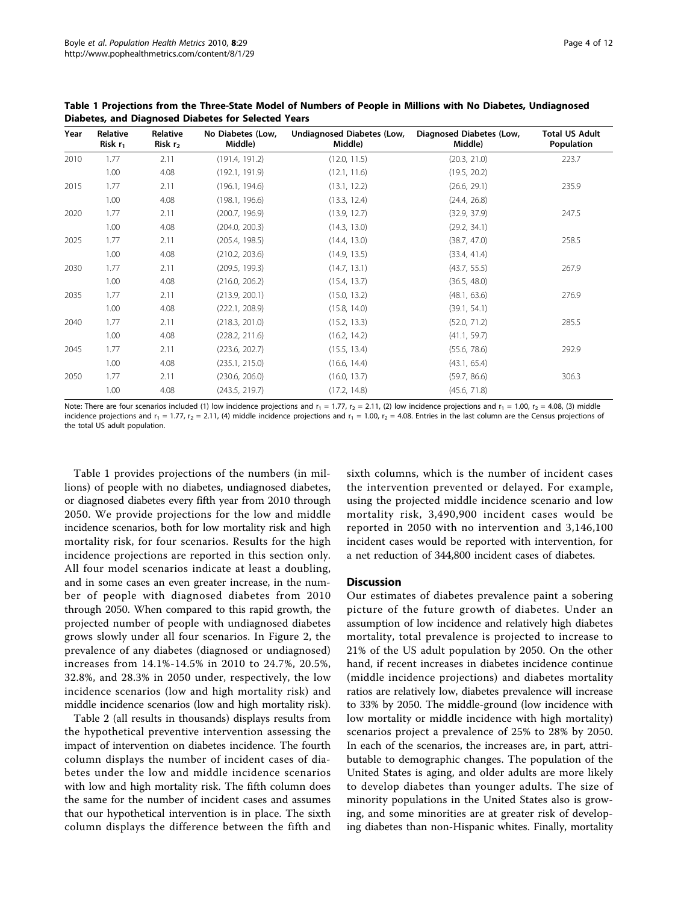**Table 1 Projections from the Three-State Model of Numbers of People in Millions with No Diabetes, Undiagnosed Diabetes, and Diagnosed Diabetes for Selected Years**

| Year | Relative Risk $r_1$ | Relative Risk $r_2$ | No Diabetes (Low, Middle) | Undiagnosed Diabetes (Low, Middle) | Diagnosed Diabetes (Low, Middle) | Total US Adult Population |
|---|---|---|---|---|---|---|
| 2010 | 1.77 | 2.11 | (191.4, 191.2) | (12.0, 11.5) | (20.3, 21.0) | 223.7 |
| | 1.00 | 4.08 | (192.1, 191.9) | (12.1, 11.6) | (19.5, 20.2) | |
| 2015 | 1.77 | 2.11 | (196.1, 194.6) | (13.1, 12.2) | (26.6, 29.1) | 235.9 |
| | 1.00 | 4.08 | (198.1, 196.6) | (13.3, 12.4) | (24.4, 26.8) | |
| 2020 | 1.77 | 2.11 | (200.7, 196.9) | (13.9, 12.7) | (32.9, 37.9) | 247.5 |
| | 1.00 | 4.08 | (204.0, 200.3) | (14.3, 13.0) | (29.2, 34.1) | |
| 2025 | 1.77 | 2.11 | (205.4, 198.5) | (14.4, 13.0) | (38.7, 47.0) | 258.5 |
| | 1.00 | 4.08 | (210.2, 203.6) | (14.9, 13.5) | (33.4, 41.4) | |
| 2030 | 1.77 | 2.11 | (209.5, 199.3) | (14.7, 13.1) | (43.7, 55.5) | 267.9 |
| | 1.00 | 4.08 | (216.0, 206.2) | (15.4, 13.7) | (36.5, 48.0) | |
| 2035 | 1.77 | 2.11 | (213.9, 200.1) | (15.0, 13.2) | (48.1, 63.6) | 276.9 |
| | 1.00 | 4.08 | (222.1, 208.9) | (15.8, 14.0) | (39.1, 54.1) | |
| 2040 | 1.77 | 2.11 | (218.3, 201.0) | (15.2, 13.3) | (52.0, 71.2) | 285.5 |
| | 1.00 | 4.08 | (228.2, 211.6) | (16.2, 14.2) | (41.1, 59.7) | |
| 2045 | 1.77 | 2.11 | (223.6, 202.7) | (15.5, 13.4) | (55.6, 78.6) | 292.9 |
| | 1.00 | 4.08 | (235.1, 215.0) | (16.6, 14.4) | (43.1, 65.4) | |
| 2050 | 1.77 | 2.11 | (230.6, 206.0) | (16.0, 13.7) | (59.7, 86.6) | 306.3 |
| | 1.00 | 4.08 | (243.5, 219.7) | (17.2, 14.8) | (45.6, 71.8) | |

Note: There are four scenarios included (1) low incidence projections and $r_1$ = 1.77, $r_2$ = 2.11, (2) low incidence projections and $r_1$ = 1.00, $r_2$ = 4.08, (3) middle incidence projections and $r_1$ = 1.77, $r_2$ = 2.11, (4) middle incidence projections and $r_1$ = 1.00, $r_2$ = 4.08. Entries in the last column are the Census projections of the total US adult population.

Table 1 provides projections of the numbers (in millions) of people with no diabetes, undiagnosed diabetes, or diagnosed diabetes every fifth year from 2010 through 2050. We provide projections for the low and middle incidence scenarios, both for low mortality risk and high mortality risk, for four scenarios. Results for the high incidence projections are reported in this section only. All four model scenarios indicate at least a doubling, and in some cases an even greater increase, in the number of people with diagnosed diabetes from 2010 through 2050. When compared to this rapid growth, the projected number of people with undiagnosed diabetes grows slowly under all four scenarios. In Figure 2, the prevalence of any diabetes (diagnosed or undiagnosed) increases from 14.1%-14.5% in 2010 to 24.7%, 20.5%, 32.8%, and 28.3% in 2050 under, respectively, the low incidence scenarios (low and high mortality risk) and middle incidence scenarios (low and high mortality risk).

Table 2 (all results in thousands) displays results from the hypothetical preventive intervention assessing the impact of intervention on diabetes incidence. The fourth column displays the number of incident cases of diabetes under the low and middle incidence scenarios with low and high mortality risk. The fifth column does the same for the number of incident cases and assumes that our hypothetical intervention is in place. The sixth column displays the difference between the fifth and sixth columns, which is the number of incident cases the intervention prevented or delayed. For example, using the projected middle incidence scenario and low mortality risk, 3,490,900 incident cases would be reported in 2050 with no intervention and 3,146,100 incident cases would be reported with intervention, for a net reduction of 344,800 incident cases of diabetes.

## Discussion

Our estimates of diabetes prevalence paint a sobering picture of the future growth of diabetes. Under an assumption of low incidence and relatively high diabetes mortality, total prevalence is projected to increase to 21% of the US adult population by 2050. On the other hand, if recent increases in diabetes incidence continue (middle incidence projections) and diabetes mortality ratios are relatively low, diabetes prevalence will increase to 33% by 2050. The middle-ground (low incidence with low mortality or middle incidence with high mortality) scenarios project a prevalence of 25% to 28% by 2050. In each of the scenarios, the increases are, in part, attributable to demographic changes. The population of the United States is aging, and older adults are more likely to develop diabetes than younger adults. The size of minority populations in the United States also is growing, and some minorities are at greater risk of developing diabetes than non-Hispanic whites. Finally, mortality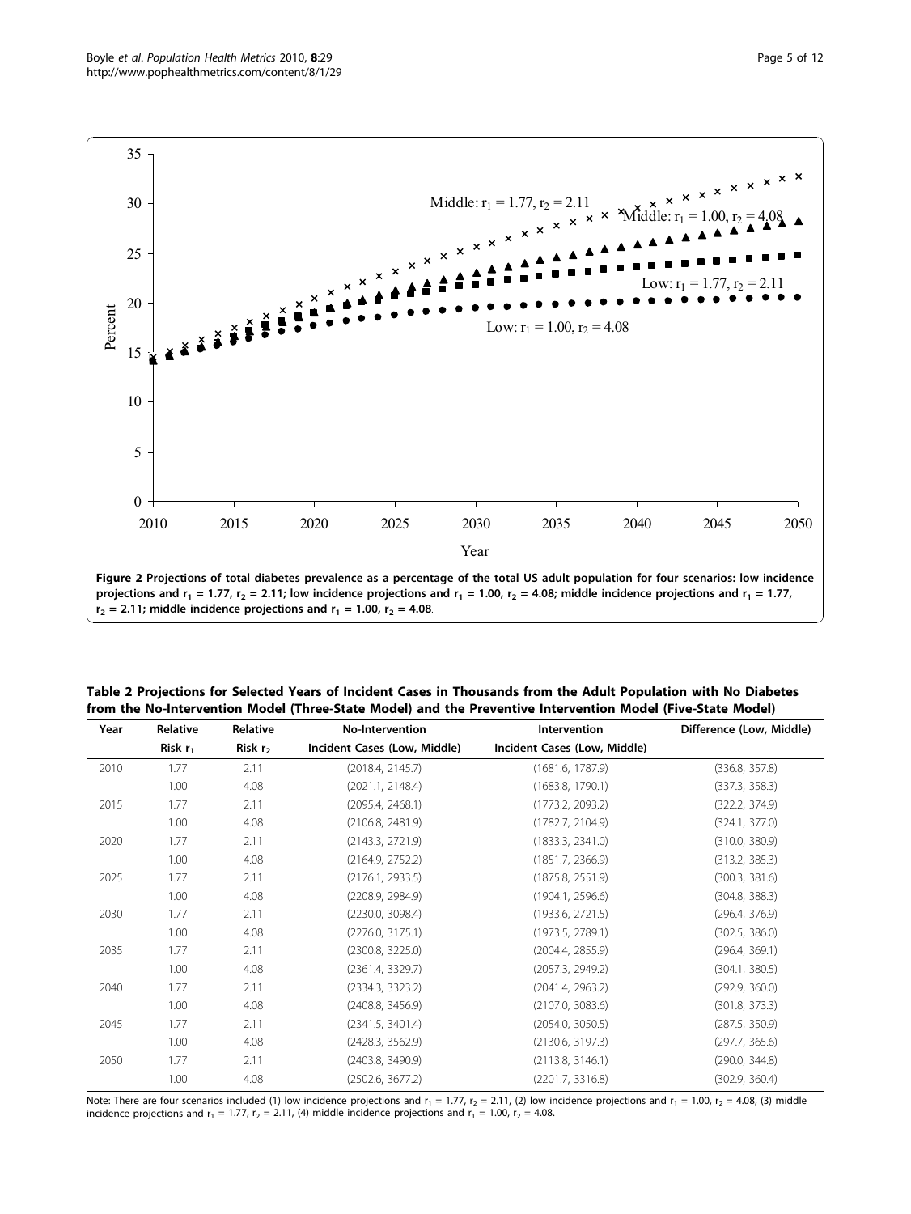**Figure 2 Projections of total diabetes prevalence as a percentage of the total US adult population for four scenarios: low incidence projections and $r_1 = 1.77$, $r_2 = 2.11$; low incidence projections and $r_1 = 1.00$, $r_2 = 4.08$; middle incidence projections and $r_1 = 1.77$, $r_2 = 2.11$; middle incidence projections and $r_1 = 1.00$, $r_2 = 4.08$.**

**Table 2 Projections for Selected Years of Incident Cases in Thousands from the Adult Population with No Diabetes from the No-Intervention Model (Three-State Model) and the Preventive Intervention Model (Five-State Model)**

| Year | Relative Risk $r_1$ | Relative Risk $r_2$ | No-Intervention Incident Cases (Low, Middle) | Intervention Incident Cases (Low, Middle) | Difference (Low, Middle) |
|---|---|---|---|---|---|
| 2010 | 1.77 | 2.11 | (2018.4, 2145.7) | (1681.6, 1787.9) | (336.8, 357.8) |
| | 1.00 | 4.08 | (2021.1, 2148.4) | (1683.8, 1790.1) | (337.3, 358.3) |
| 2015 | 1.77 | 2.11 | (2095.4, 2468.1) | (1773.2, 2093.2) | (322.2, 374.9) |
| | 1.00 | 4.08 | (2106.8, 2481.9) | (1782.7, 2104.9) | (324.1, 377.0) |
| 2020 | 1.77 | 2.11 | (2143.3, 2721.9) | (1833.3, 2341.0) | (310.0, 380.9) |
| | 1.00 | 4.08 | (2164.9, 2752.2) | (1851.7, 2366.9) | (313.2, 385.3) |
| 2025 | 1.77 | 2.11 | (2176.1, 2933.5) | (1875.8, 2551.9) | (300.3, 381.6) |
| | 1.00 | 4.08 | (2208.9, 2984.9) | (1904.1, 2596.6) | (304.8, 388.3) |
| 2030 | 1.77 | 2.11 | (2230.0, 3098.4) | (1933.6, 2721.5) | (296.4, 376.9) |
| | 1.00 | 4.08 | (2276.0, 3175.1) | (1973.5, 2789.1) | (302.5, 386.0) |
| 2035 | 1.77 | 2.11 | (2300.8, 3225.0) | (2004.4, 2855.9) | (296.4, 369.1) |
| | 1.00 | 4.08 | (2361.4, 3329.7) | (2057.3, 2949.2) | (304.1, 380.5) |
| 2040 | 1.77 | 2.11 | (2334.3, 3323.2) | (2041.4, 2963.2) | (292.9, 360.0) |
| | 1.00 | 4.08 | (2408.8, 3456.9) | (2107.0, 3083.6) | (301.8, 373.3) |
| 2045 | 1.77 | 2.11 | (2341.5, 3401.4) | (2054.0, 3050.5) | (287.5, 350.9) |
| | 1.00 | 4.08 | (2428.3, 3562.9) | (2130.6, 3197.3) | (297.7, 365.6) |
| 2050 | 1.77 | 2.11 | (2403.8, 3490.9) | (2113.8, 3146.1) | (290.0, 344.8) |
| | 1.00 | 4.08 | (2502.6, 3677.2) | (2201.7, 3316.8) | (302.9, 360.4) |

Note: There are four scenarios included (1) low incidence projections and $r_1 = 1.77$, $r_2 = 2.11$, (2) low incidence projections and $r_1 = 1.00$, $r_2 = 4.08$, (3) middle incidence projections and $r_1 = 1.77$, $r_2 = 2.11$, (4) middle incidence projections and $r_1 = 1.00$, $r_2 = 4.08$.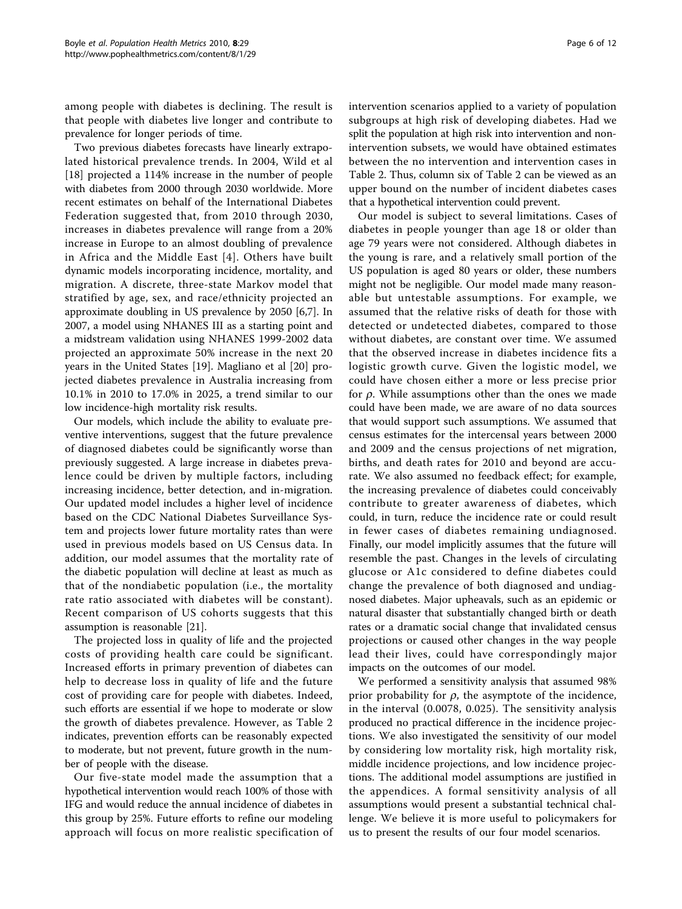among people with diabetes is declining. The result is that people with diabetes live longer and contribute to prevalence for longer periods of time.

Two previous diabetes forecasts have linearly extrapolated historical prevalence trends. In 2004, Wild et al [18] projected a 114% increase in the number of people with diabetes from 2000 through 2030 worldwide. More recent estimates on behalf of the International Diabetes Federation suggested that, from 2010 through 2030, increases in diabetes prevalence will range from a 20% increase in Europe to an almost doubling of prevalence in Africa and the Middle East [4]. Others have built dynamic models incorporating incidence, mortality, and migration. A discrete, three-state Markov model that stratified by age, sex, and race/ethnicity projected an approximate doubling in US prevalence by 2050 [6,7]. In 2007, a model using NHANES III as a starting point and a midstream validation using NHANES 1999-2002 data projected an approximate 50% increase in the next 20 years in the United States [19]. Magliano et al [20] projected diabetes prevalence in Australia increasing from 10.1% in 2010 to 17.0% in 2025, a trend similar to our low incidence-high mortality risk results.

Our models, which include the ability to evaluate preventive interventions, suggest that the future prevalence of diagnosed diabetes could be significantly worse than previously suggested. A large increase in diabetes prevalence could be driven by multiple factors, including increasing incidence, better detection, and in-migration. Our updated model includes a higher level of incidence based on the CDC National Diabetes Surveillance System and projects lower future mortality rates than were used in previous models based on US Census data. In addition, our model assumes that the mortality rate of the diabetic population will decline at least as much as that of the nondiabetic population (i.e., the mortality rate ratio associated with diabetes will be constant). Recent comparison of US cohorts suggests that this assumption is reasonable [21].

The projected loss in quality of life and the projected costs of providing health care could be significant. Increased efforts in primary prevention of diabetes can help to decrease loss in quality of life and the future cost of providing care for people with diabetes. Indeed, such efforts are essential if we hope to moderate or slow the growth of diabetes prevalence. However, as Table 2 indicates, prevention efforts can be reasonably expected to moderate, but not prevent, future growth in the number of people with the disease.

Our five-state model made the assumption that a hypothetical intervention would reach 100% of those with IFG and would reduce the annual incidence of diabetes in this group by 25%. Future efforts to refine our modeling approach will focus on more realistic specification of intervention scenarios applied to a variety of population subgroups at high risk of developing diabetes. Had we split the population at high risk into intervention and non-intervention subsets, we would have obtained estimates between the no intervention and intervention cases in Table 2. Thus, column six of Table 2 can be viewed as an upper bound on the number of incident diabetes cases that a hypothetical intervention could prevent.

Our model is subject to several limitations. Cases of diabetes in people younger than age 18 or older than age 79 years were not considered. Although diabetes in the young is rare, and a relatively small portion of the US population is aged 80 years or older, these numbers might not be negligible. Our model made many reasonable but untestable assumptions. For example, we assumed that the relative risks of death for those with detected or undetected diabetes, compared to those without diabetes, are constant over time. We assumed that the observed increase in diabetes incidence fits a logistic growth curve. Given the logistic model, we could have chosen either a more or less precise prior for $\rho$. While assumptions other than the ones we made could have been made, we are aware of no data sources that would support such assumptions. We assumed that census estimates for the intercensal years between 2000 and 2009 and the census projections of net migration, births, and death rates for 2010 and beyond are accurate. We also assumed no feedback effect; for example, the increasing prevalence of diabetes could conceivably contribute to greater awareness of diabetes, which could, in turn, reduce the incidence rate or could result in fewer cases of diabetes remaining undiagnosed. Finally, our model implicitly assumes that the future will resemble the past. Changes in the levels of circulating glucose or A1c considered to define diabetes could change the prevalence of both diagnosed and undiagnosed diabetes. Major upheavals, such as an epidemic or natural disaster that substantially changed birth or death rates or a dramatic social change that invalidated census projections or caused other changes in the way people lead their lives, could have correspondingly major impacts on the outcomes of our model.

We performed a sensitivity analysis that assumed 98% prior probability for $\rho$, the asymptote of the incidence, in the interval (0.0078, 0.025). The sensitivity analysis produced no practical difference in the incidence projections. We also investigated the sensitivity of our model by considering low mortality risk, high mortality risk, middle incidence projections, and low incidence projections. The additional model assumptions are justified in the appendices. A formal sensitivity analysis of all assumptions would present a substantial technical challenge. We believe it is more useful to policymakers for us to present the results of our four model scenarios.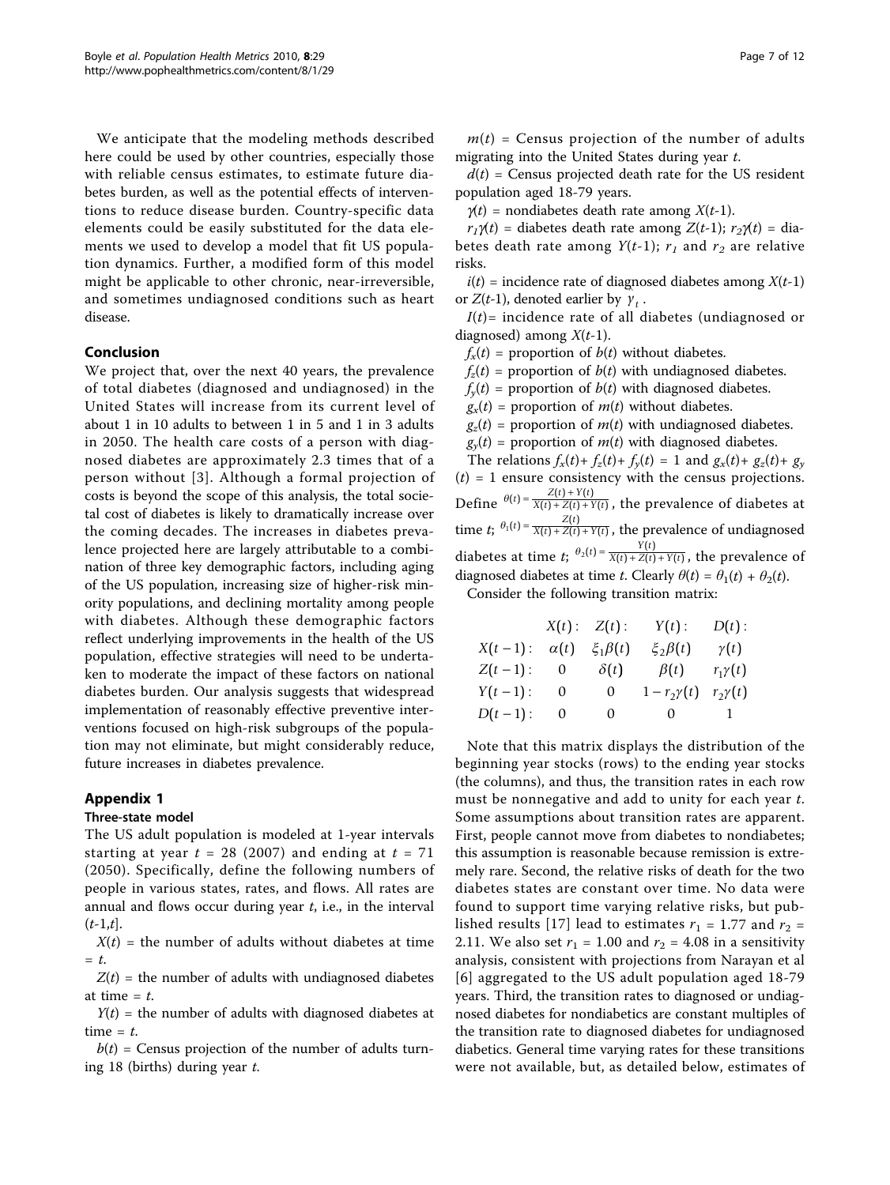We anticipate that the modeling methods described here could be used by other countries, especially those with reliable census estimates, to estimate future diabetes burden, as well as the potential effects of interventions to reduce disease burden. Country-specific data elements could be easily substituted for the data elements we used to develop a model that fit US population dynamics. Further, a modified form of this model might be applicable to other chronic, near-irreversible, and sometimes undiagnosed conditions such as heart disease.

## Conclusion

We project that, over the next 40 years, the prevalence of total diabetes (diagnosed and undiagnosed) in the United States will increase from its current level of about 1 in 10 adults to between 1 in 5 and 1 in 3 adults in 2050. The health care costs of a person with diagnosed diabetes are approximately 2.3 times that of a person without [3]. Although a formal projection of costs is beyond the scope of this analysis, the total societal cost of diabetes is likely to dramatically increase over the coming decades. The increases in diabetes prevalence projected here are largely attributable to a combination of three key demographic factors, including aging of the US population, increasing size of higher-risk minority populations, and declining mortality among people with diabetes. Although these demographic factors reflect underlying improvements in the health of the US population, effective strategies will need to be undertaken to moderate the impact of these factors on national diabetes burden. Our analysis suggests that widespread implementation of reasonably effective preventive interventions focused on high-risk subgroups of the population may not eliminate, but might considerably reduce, future increases in diabetes prevalence.

## Appendix 1

### Three-state model

The US adult population is modeled at 1-year intervals starting at year $t = 28$ (2007) and ending at $t = 71$ (2050). Specifically, define the following numbers of people in various states, rates, and flows. All rates are annual and flows occur during year $t$, i.e., in the interval $(t\text{-}1,t]$.

$X(t)$ = the number of adults without diabetes at time = $t$.

$Z(t)$ = the number of adults with undiagnosed diabetes at time = $t$.

$Y(t)$ = the number of adults with diagnosed diabetes at time = $t$.

$b(t)$ = Census projection of the number of adults turning 18 (births) during year $t$.

$m(t)$ = Census projection of the number of adults migrating into the United States during year $t$.

$d(t)$ = Census projected death rate for the US resident population aged 18-79 years.

$\gamma(t)$ = nondiabetes death rate among $X(t\text{-}1)$.

$r_1\gamma(t)$ = diabetes death rate among $Z(t\text{-}1)$; $r_2\gamma(t)$ = diabetes death rate among $Y(t\text{-}1)$; $r_1$ and $r_2$ are relative risks.

$i(t)$ = incidence rate of diagnosed diabetes among $X(t\text{-}1)$ or $Z(t\text{-}1)$, denoted earlier by $\gamma_t$.

$I(t)$ = incidence rate of all diabetes (undiagnosed or diagnosed) among $X(t\text{-}1)$.

$f_x(t)$ = proportion of $b(t)$ without diabetes.

$f_z(t)$ = proportion of $b(t)$ with undiagnosed diabetes.

$f_y(t)$ = proportion of $b(t)$ with diagnosed diabetes.

$g_x(t)$ = proportion of $m(t)$ without diabetes.

$g_z(t)$ = proportion of $m(t)$ with undiagnosed diabetes.

$g_y(t)$ = proportion of $m(t)$ with diagnosed diabetes.

The relations $f_x(t) + f_z(t) + f_y(t) = 1$ and $g_x(t) + g_z(t) + g_y(t) = 1$ ensure consistency with the census projections. Define $\theta(t) = \frac{Z(t)+Y(t)}{X(t)+Z(t)+Y(t)}$, the prevalence of diabetes at time $t$; $\theta_1(t) = \frac{Z(t)}{X(t)+Z(t)+Y(t)}$, the prevalence of undiagnosed diabetes at time $t$; $\theta_2(t) = \frac{Y(t)}{X(t)+Z(t)+Y(t)}$, the prevalence of diagnosed diabetes at time $t$. Clearly $\theta(t) = \theta_1(t) + \theta_2(t)$.

Consider the following transition matrix:

|  | $X(t)$: | $Z(t)$: | $Y(t)$: | $D(t)$: |
|---|---|---|---|---|
| $X(t-1)$: | $\alpha(t)$ | $\xi_1\beta(t)$ | $\xi_2\beta(t)$ | $\gamma(t)$ |
| $Z(t-1)$: | 0 | $\delta(t)$ | $\beta(t)$ | $r_1\gamma(t)$ |
| $Y(t-1)$: | 0 | 0 | $1-r_2\gamma(t)$ | $r_2\gamma(t)$ |
| $D(t-1)$: | 0 | 0 | 0 | 1 |

Note that this matrix displays the distribution of the beginning year stocks (rows) to the ending year stocks (the columns), and thus, the transition rates in each row must be nonnegative and add to unity for each year $t$. Some assumptions about transition rates are apparent. First, people cannot move from diabetes to nondiabetes; this assumption is reasonable because remission is extremely rare. Second, the relative risks of death for the two diabetes states are constant over time. No data were found to support time varying relative risks, but published results [17] lead to estimates $r_1 = 1.77$ and $r_2 = 2.11$. We also set $r_1 = 1.00$ and $r_2 = 4.08$ in a sensitivity analysis, consistent with projections from Narayan et al [6] aggregated to the US adult population aged 18-79 years. Third, the transition rates to diagnosed or undiagnosed diabetes for nondiabetics are constant multiples of the transition rate to diagnosed diabetes for undiagnosed diabetics. General time varying rates for these transitions were not available, but, as detailed below, estimates of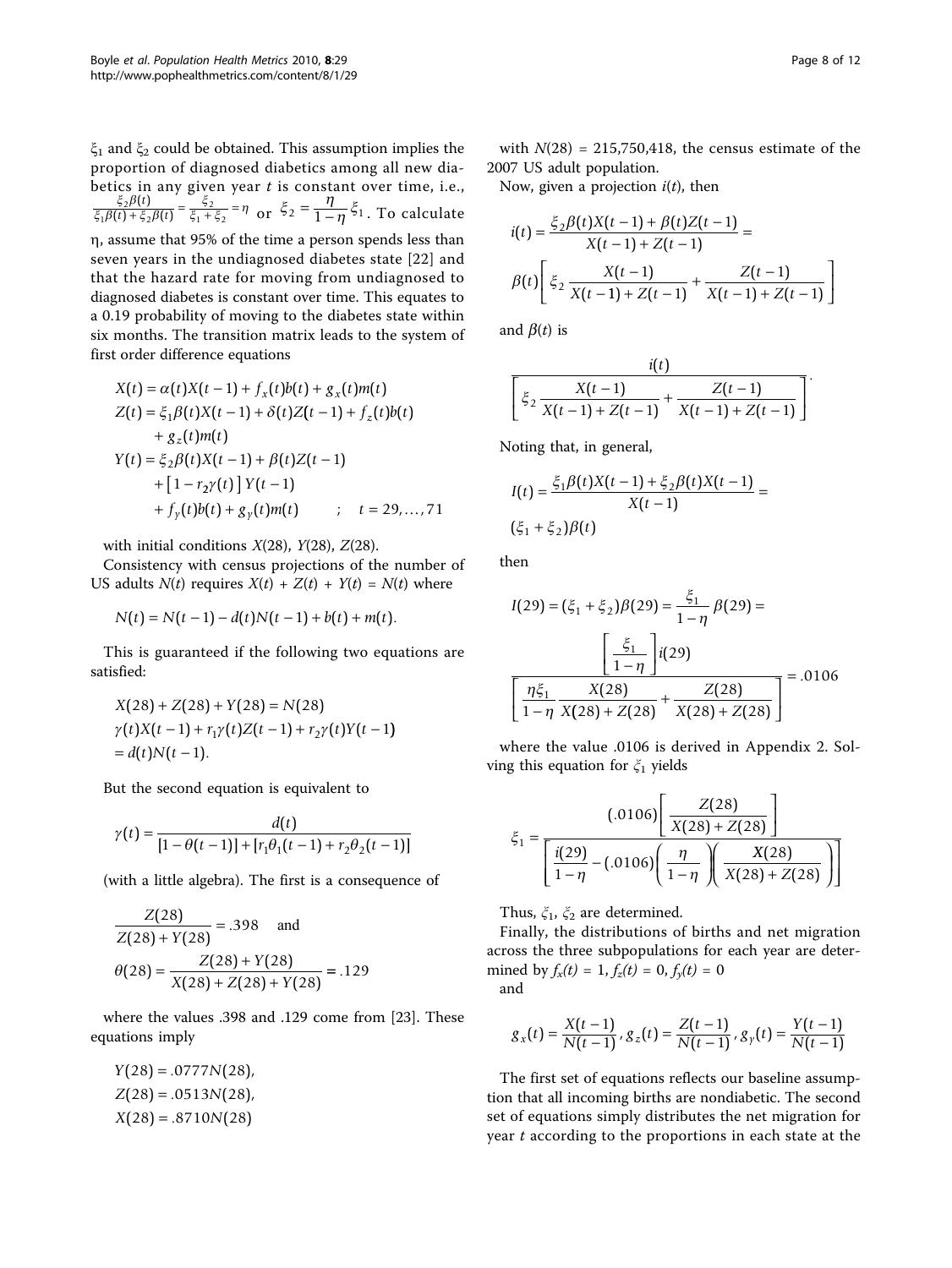$\xi_1$ and $\xi_2$ could be obtained. This assumption implies the proportion of diagnosed diabetics among all new diabetics in any given year $t$ is constant over time, i.e., $\frac{\xi_2\beta(t)}{\xi_1\beta(t)+\xi_2\beta(t)} = \frac{\xi_2}{\xi_1+\xi_2} = \eta$ or $\xi_2 = \frac{\eta}{1-\eta}\xi_1$. To calculate $\eta$, assume that 95% of the time a person spends less than seven years in the undiagnosed diabetes state [22] and that the hazard rate for moving from undiagnosed to diagnosed diabetes is constant over time. This equates to a 0.19 probability of moving to the diabetes state within six months. The transition matrix leads to the system of first order difference equations

$$
\begin{aligned}
X(t) &= \alpha(t)X(t-1) + f_x(t)b(t) + g_x(t)m(t) \\
Z(t) &= \xi_1\beta(t)X(t-1) + \delta(t)Z(t-1) + f_z(t)b(t) \\
&\quad + g_z(t)m(t) \\
Y(t) &= \xi_2\beta(t)X(t-1) + \beta(t)Z(t-1) \\
&\quad + \left[1 - r_2\gamma(t)\right]Y(t-1) \\
&\quad + f_y(t)b(t) + g_y(t)m(t) \qquad ; \quad t = 29,\ldots,71
\end{aligned}
$$

with initial conditions $X(28)$, $Y(28)$, $Z(28)$.

Consistency with census projections of the number of US adults $N(t)$ requires $X(t) + Z(t) + Y(t) = N(t)$ where

$$
N(t) = N(t-1) - d(t)N(t-1) + b(t) + m(t).
$$

This is guaranteed if the following two equations are satisfied:

$$
\begin{aligned}
&X(28) + Z(28) + Y(28) = N(28) \\
&\gamma(t)X(t-1) + r_1\gamma(t)Z(t-1) + r_2\gamma(t)Y(t-1) \\
&= d(t)N(t-1).
\end{aligned}
$$

But the second equation is equivalent to

$$
\gamma(t) = \frac{d(t)}{[1-\theta(t-1)] + [r_1\theta_1(t-1) + r_2\theta_2(t-1)]}
$$

(with a little algebra). The first is a consequence of

$$
\frac{Z(28)}{Z(28)+Y(28)} = .398 \quad \text{and}
$$

$$
\theta(28) = \frac{Z(28)+Y(28)}{X(28)+Z(28)+Y(28)} = .129
$$

where the values .398 and .129 come from [23]. These equations imply

$$
\begin{aligned}
Y(28) &= .0777N(28), \\
Z(28) &= .0513N(28), \\
X(28) &= .8710N(28)
\end{aligned}
$$

with $N(28)$ = 215,750,418, the census estimate of the 2007 US adult population.

Now, given a projection $i(t)$, then

$$
i(t) = \frac{\xi_2\beta(t)X(t-1) + \beta(t)Z(t-1)}{X(t-1)+Z(t-1)} =
$$

$$
\beta(t)\left[\xi_2\frac{X(t-1)}{X(t-1)+Z(t-1)} + \frac{Z(t-1)}{X(t-1)+Z(t-1)}\right]
$$

and $\beta(t)$ is

$$
\frac{i(t)}{\left[\xi_2\frac{X(t-1)}{X(t-1)+Z(t-1)} + \frac{Z(t-1)}{X(t-1)+Z(t-1)}\right]}.
$$

Noting that, in general,

$$
I(t) = \frac{\xi_1\beta(t)X(t-1) + \xi_2\beta(t)X(t-1)}{X(t-1)} =
$$

$$
(\xi_1 + \xi_2)\beta(t)
$$

then

$$
I(29) = (\xi_1+\xi_2)\beta(29) = \frac{\xi_1}{1-\eta}\beta(29) =
$$

$$
\frac{\left[\frac{\xi_1}{1-\eta}\right]i(29)}{\left[\frac{\eta\xi_1}{1-\eta}\frac{X(28)}{X(28)+Z(28)} + \frac{Z(28)}{X(28)+Z(28)}\right]} = .0106
$$

where the value .0106 is derived in Appendix 2. Solving this equation for $\xi_1$ yields

$$
\xi_1 = \frac{(.0106)\left[\frac{Z(28)}{X(28)+Z(28)}\right]}{\left[\frac{i(29)}{1-\eta} - (.0106)\left(\frac{\eta}{1-\eta}\right)\left(\frac{X(28)}{X(28)+Z(28)}\right)\right]}
$$

Thus, $\xi_1$, $\xi_2$ are determined.

Finally, the distributions of births and net migration across the three subpopulations for each year are determined by $f_x(t) = 1$, $f_z(t) = 0$, $f_y(t) = 0$ and

$$
g_x(t) = \frac{X(t-1)}{N(t-1)},\; g_z(t) = \frac{Z(t-1)}{N(t-1)},\; g_y(t) = \frac{Y(t-1)}{N(t-1)}
$$

The first set of equations reflects our baseline assumption that all incoming births are nondiabetic. The second set of equations simply distributes the net migration for year $t$ according to the proportions in each state at the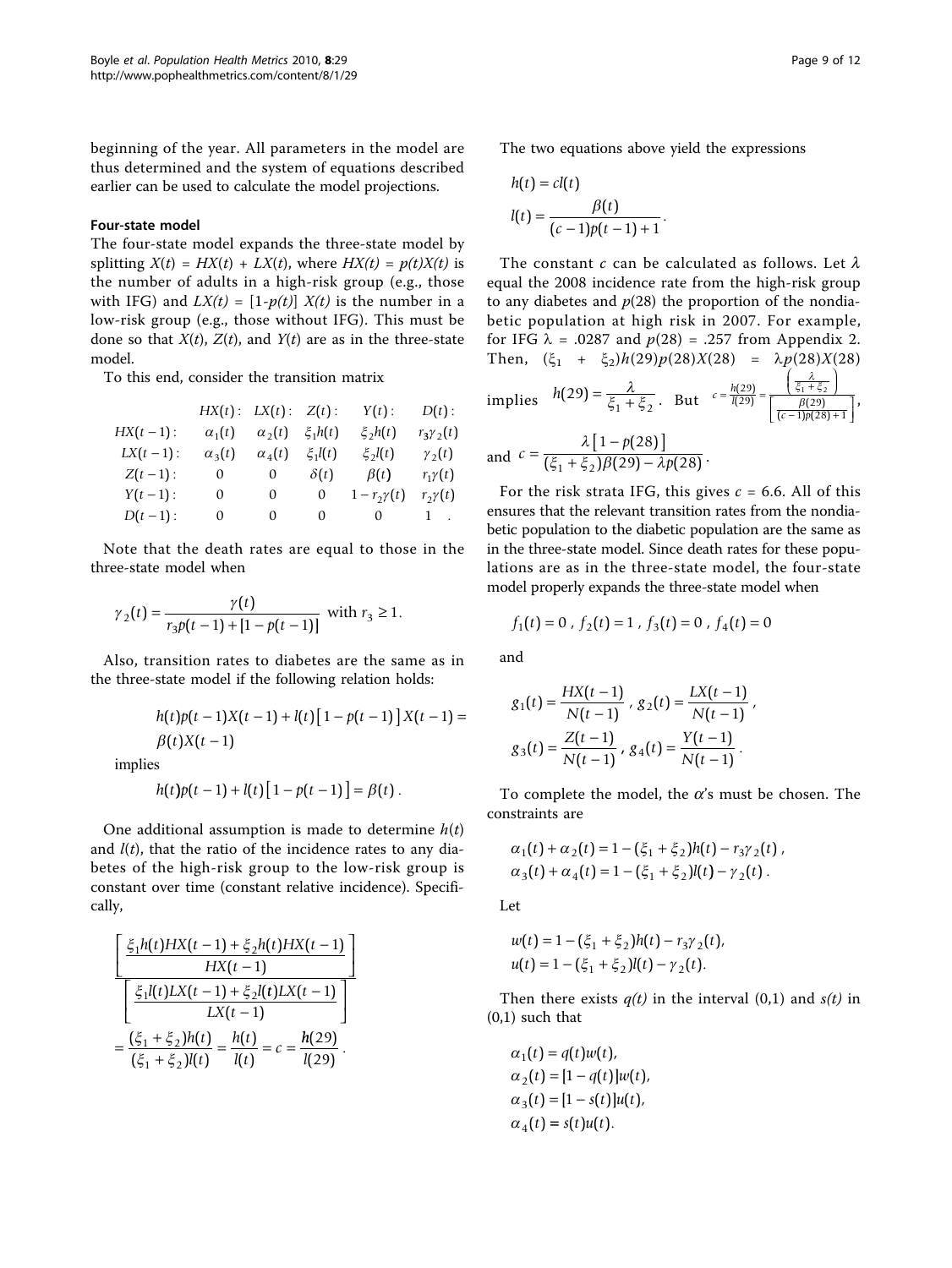beginning of the year. All parameters in the model are thus determined and the system of equations described earlier can be used to calculate the model projections.

#### Four-state model

The four-state model expands the three-state model by splitting $X(t) = HX(t) + LX(t)$, where $HX(t) = p(t)X(t)$ is the number of adults in a high-risk group (e.g., those with IFG) and $LX(t) = [1\text{-}p(t)]\ X(t)$ is the number in a low-risk group (e.g., those without IFG). This must be done so that $X(t)$, $Z(t)$, and $Y(t)$ are as in the three-state model.

To this end, consider the transition matrix

$$
\begin{array}{lccccc}
 & HX(t): & LX(t): & Z(t): & Y(t): & D(t): \\
HX(t-1): & \alpha_1(t) & \alpha_2(t) & \xi_1 h(t) & \xi_2 h(t) & r_3\gamma_2(t) \\
LX(t-1): & \alpha_3(t) & \alpha_4(t) & \xi_1 l(t) & \xi_2 l(t) & \gamma_2(t) \\
Z(t-1): & 0 & 0 & \delta(t) & \beta(t) & r_1\gamma(t) \\
Y(t-1): & 0 & 0 & 0 & 1-r_2\gamma(t) & r_2\gamma(t) \\
D(t-1): & 0 & 0 & 0 & 0 & 1 \quad .
\end{array}
$$

Note that the death rates are equal to those in the three-state model when

$$\gamma_2(t) = \frac{\gamma(t)}{r_3 p(t-1) + [1-p(t-1)]} \text{ with } r_3 \geq 1.$$

Also, transition rates to diabetes are the same as in the three-state model if the following relation holds:

$$h(t)p(t-1)X(t-1) + l(t)\left[1-p(t-1)\right]X(t-1) = \beta(t)X(t-1)$$

implies

$$h(t)p(t-1) + l(t)\left[1-p(t-1)\right] = \beta(t)\,.$$

One additional assumption is made to determine $h(t)$ and $l(t)$, that the ratio of the incidence rates to any diabetes of the high-risk group to the low-risk group is constant over time (constant relative incidence). Specifically,

$$\frac{\left[\dfrac{\xi_1 h(t)HX(t-1) + \xi_2 h(t)HX(t-1)}{HX(t-1)}\right]}{\left[\dfrac{\xi_1 l(t)LX(t-1) + \xi_2 l(t)LX(t-1)}{LX(t-1)}\right]} = \frac{(\xi_1+\xi_2)h(t)}{(\xi_1+\xi_2)l(t)} = \frac{h(t)}{l(t)} = c = \frac{h(29)}{l(29)}\,.$$

The two equations above yield the expressions

$$h(t) = cl(t)$$
$$l(t) = \frac{\beta(t)}{(c-1)p(t-1)+1}\,.$$

The constant $c$ can be calculated as follows. Let $\lambda$ equal the 2008 incidence rate from the high-risk group to any diabetes and $p(28)$ the proportion of the nondiabetic population at high risk in 2007. For example, for IFG $\lambda = .0287$ and $p(28) = .257$ from Appendix 2. Then, $(\xi_1 + \xi_2)h(29)p(28)X(28) = \lambda p(28)X(28)$ implies $h(29) = \dfrac{\lambda}{\xi_1+\xi_2}$. But $c = \dfrac{h(29)}{l(29)} = \dfrac{\left(\dfrac{\lambda}{\xi_1+\xi_2}\right)}{\left[\dfrac{\beta(29)}{(c-1)p(28)+1}\right]}$,

and $c = \dfrac{\lambda\left[1-p(28)\right]}{(\xi_1+\xi_2)\beta(29) - \lambda p(28)}$.

For the risk strata IFG, this gives $c = 6.6$. All of this ensures that the relevant transition rates from the nondiabetic population to the diabetic population are the same as in the three-state model. Since death rates for these populations are as in the three-state model, the four-state model properly expands the three-state model when

$$f_1(t) = 0\,,\ f_2(t) = 1\,,\ f_3(t) = 0\,,\ f_4(t) = 0$$

and

$$g_1(t) = \frac{HX(t-1)}{N(t-1)}\,,\ g_2(t) = \frac{LX(t-1)}{N(t-1)}\,,$$
$$g_3(t) = \frac{Z(t-1)}{N(t-1)}\,,\ g_4(t) = \frac{Y(t-1)}{N(t-1)}\,.$$

To complete the model, the $\alpha$'s must be chosen. The constraints are

$$\alpha_1(t) + \alpha_2(t) = 1 - (\xi_1+\xi_2)h(t) - r_3\gamma_2(t)\,,$$
$$\alpha_3(t) + \alpha_4(t) = 1 - (\xi_1+\xi_2)l(t) - \gamma_2(t)\,.$$

Let

$$w(t) = 1 - (\xi_1+\xi_2)h(t) - r_3\gamma_2(t),$$
$$u(t) = 1 - (\xi_1+\xi_2)l(t) - \gamma_2(t).$$

Then there exists $q(t)$ in the interval (0,1) and $s(t)$ in (0,1) such that

$$\alpha_1(t) = q(t)w(t),$$
$$\alpha_2(t) = [1-q(t)]w(t),$$
$$\alpha_3(t) = [1-s(t)]u(t),$$
$$\alpha_4(t) = s(t)u(t).$$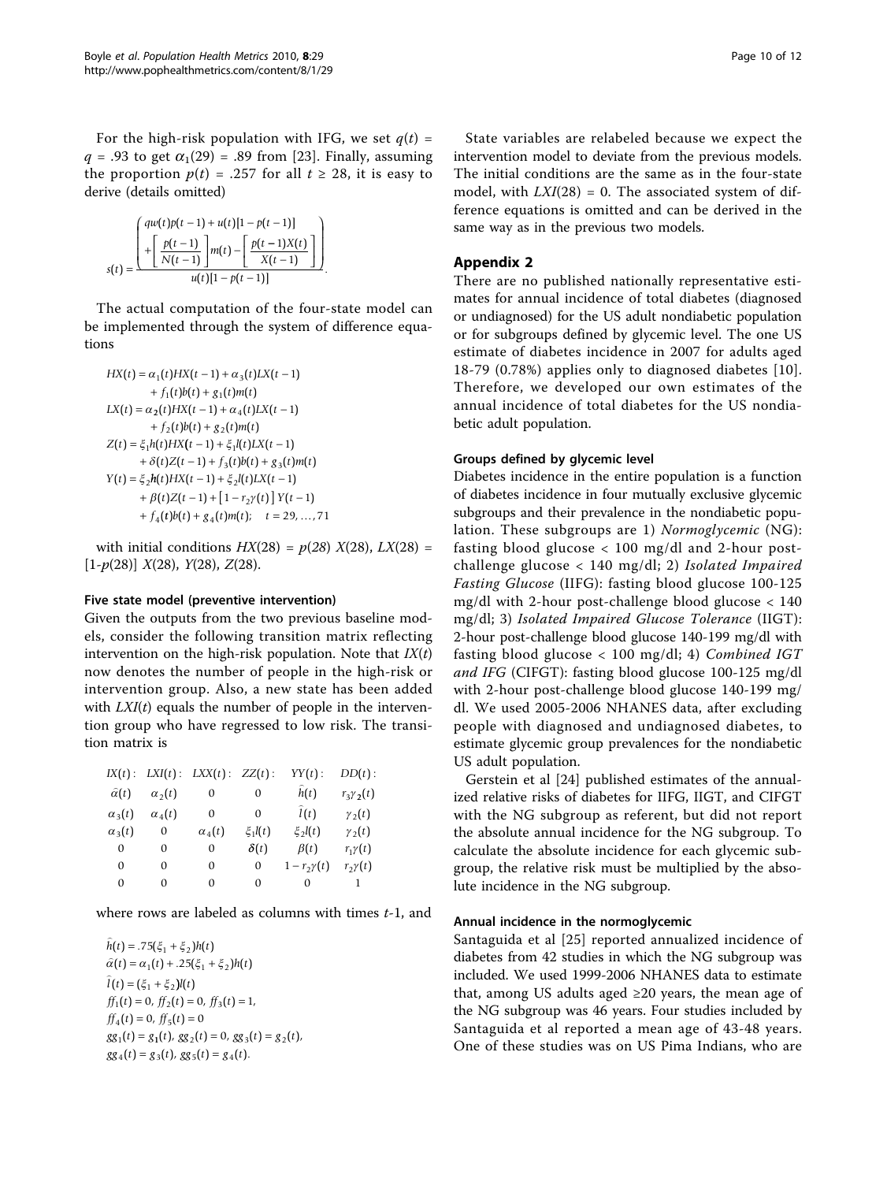For the high-risk population with IFG, we set $q(t) = q = .93$ to get $\alpha_1(29) = .89$ from [23]. Finally, assuming the proportion $p(t) = .257$ for all $t \geq 28$, it is easy to derive (details omitted)

$$s(t) = \frac{\left( \begin{array}{c} qw(t)p(t-1) + u(t)[1-p(t-1)] \\ + \left[ \frac{p(t-1)}{N(t-1)} \right] m(t) - \left[ \frac{p(t-1)X(t)}{X(t-1)} \right] \end{array} \right)}{u(t)[1-p(t-1)]}.$$

The actual computation of the four-state model can be implemented through the system of difference equations

$$\begin{aligned}
HX(t) &= \alpha_1(t)HX(t-1) + \alpha_3(t)LX(t-1) \\
&\quad + f_1(t)b(t) + g_1(t)m(t) \\
LX(t) &= \alpha_2(t)HX(t-1) + \alpha_4(t)LX(t-1) \\
&\quad + f_2(t)b(t) + g_2(t)m(t) \\
Z(t) &= \xi_1 h(t)HX(t-1) + \xi_1 l(t)LX(t-1) \\
&\quad + \delta(t)Z(t-1) + f_3(t)b(t) + g_3(t)m(t) \\
Y(t) &= \xi_2 h(t)HX(t-1) + \xi_2 l(t)LX(t-1) \\
&\quad + \beta(t)Z(t-1) + [1 - r_2\gamma(t)]Y(t-1) \\
&\quad + f_4(t)b(t) + g_4(t)m(t); \quad t = 29, \ldots, 71
\end{aligned}$$

with initial conditions $HX(28) = p(28)\, X(28)$, $LX(28) = [1\text{-}p(28)]\, X(28)$, $Y(28)$, $Z(28)$.

### Five state model (preventive intervention)

Given the outputs from the two previous baseline models, consider the following transition matrix reflecting intervention on the high-risk population. Note that $IX(t)$ now denotes the number of people in the high-risk or intervention group. Also, a new state has been added with $LXI(t)$ equals the number of people in the intervention group who have regressed to low risk. The transition matrix is

| $IX(t)$: | $LXI(t)$: | $LXX(t)$: | $ZZ(t)$: | $YY(t)$: | $DD(t)$: |
|---|---|---|---|---|---|
| $\hat{\alpha}(t)$ | $\alpha_2(t)$ | 0 | 0 | $\hat{h}(t)$ | $r_3\gamma_2(t)$ |
| $\alpha_3(t)$ | $\alpha_4(t)$ | 0 | 0 | $\hat{l}(t)$ | $\gamma_2(t)$ |
| $\alpha_3(t)$ | 0 | $\alpha_4(t)$ | $\xi_1 l(t)$ | $\xi_2 l(t)$ | $\gamma_2(t)$ |
| 0 | 0 | 0 | $\delta(t)$ | $\beta(t)$ | $r_1\gamma(t)$ |
| 0 | 0 | 0 | 0 | $1 - r_2\gamma(t)$ | $r_2\gamma(t)$ |
| 0 | 0 | 0 | 0 | 0 | 1 |

where rows are labeled as columns with times $t$-1, and

$$\begin{aligned}
&\hat{h}(t) = .75(\xi_1 + \xi_2)h(t) \\
&\hat{\alpha}(t) = \alpha_1(t) + .25(\xi_1 + \xi_2)h(t) \\
&\hat{l}(t) = (\xi_1 + \xi_2)l(t) \\
&ff_1(t) = 0,\ ff_2(t) = 0,\ ff_3(t) = 1, \\
&ff_4(t) = 0,\ ff_5(t) = 0 \\
&gg_1(t) = g_1(t),\ gg_2(t) = 0,\ gg_3(t) = g_2(t), \\
&gg_4(t) = g_3(t),\ gg_5(t) = g_4(t).
\end{aligned}$$

State variables are relabeled because we expect the intervention model to deviate from the previous models. The initial conditions are the same as in the four-state model, with $LXI(28) = 0$. The associated system of difference equations is omitted and can be derived in the same way as in the previous two models.

## Appendix 2

There are no published nationally representative estimates for annual incidence of total diabetes (diagnosed or undiagnosed) for the US adult nondiabetic population or for subgroups defined by glycemic level. The one US estimate of diabetes incidence in 2007 for adults aged 18-79 (0.78%) applies only to diagnosed diabetes [10]. Therefore, we developed our own estimates of the annual incidence of total diabetes for the US nondiabetic adult population.

### Groups defined by glycemic level

Diabetes incidence in the entire population is a function of diabetes incidence in four mutually exclusive glycemic subgroups and their prevalence in the nondiabetic population. These subgroups are 1) *Normoglycemic* (NG): fasting blood glucose < 100 mg/dl and 2-hour post-challenge glucose < 140 mg/dl; 2) *Isolated Impaired Fasting Glucose* (IIFG): fasting blood glucose 100-125 mg/dl with 2-hour post-challenge blood glucose < 140 mg/dl; 3) *Isolated Impaired Glucose Tolerance* (IIGT): 2-hour post-challenge blood glucose 140-199 mg/dl with fasting blood glucose < 100 mg/dl; 4) *Combined IGT and IFG* (CIFGT): fasting blood glucose 100-125 mg/dl with 2-hour post-challenge blood glucose 140-199 mg/dl. We used 2005-2006 NHANES data, after excluding people with diagnosed and undiagnosed diabetes, to estimate glycemic group prevalences for the nondiabetic US adult population.

Gerstein et al [24] published estimates of the annualized relative risks of diabetes for IIFG, IIGT, and CIFGT with the NG subgroup as referent, but did not report the absolute annual incidence for the NG subgroup. To calculate the absolute incidence for each glycemic subgroup, the relative risk must be multiplied by the absolute incidence in the NG subgroup.

### Annual incidence in the normoglycemic

Santaguida et al [25] reported annualized incidence of diabetes from 42 studies in which the NG subgroup was included. We used 1999-2006 NHANES data to estimate that, among US adults aged ≥20 years, the mean age of the NG subgroup was 46 years. Four studies included by Santaguida et al reported a mean age of 43-48 years. One of these studies was on US Pima Indians, who are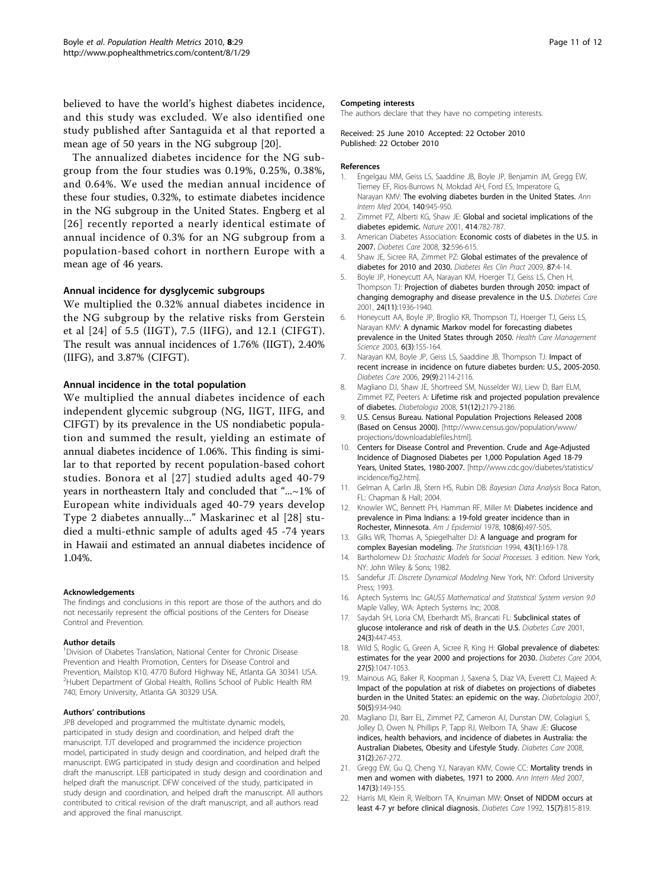believed to have the world's highest diabetes incidence, and this study was excluded. We also identified one study published after Santaguida et al that reported a mean age of 50 years in the NG subgroup [20].

The annualized diabetes incidence for the NG subgroup from the four studies was 0.19%, 0.25%, 0.38%, and 0.64%. We used the median annual incidence of these four studies, 0.32%, to estimate diabetes incidence in the NG subgroup in the United States. Engberg et al [26] recently reported a nearly identical estimate of annual incidence of 0.3% for an NG subgroup from a population-based cohort in northern Europe with a mean age of 46 years.

### Annual incidence for dysglycemic subgroups

We multiplied the 0.32% annual diabetes incidence in the NG subgroup by the relative risks from Gerstein et al [24] of 5.5 (IIGT), 7.5 (IIFG), and 12.1 (CIFGT). The result was annual incidences of 1.76% (IIGT), 2.40% (IIFG), and 3.87% (CIFGT).

### Annual incidence in the total population

We multiplied the annual diabetes incidence of each independent glycemic subgroup (NG, IIGT, IIFG, and CIFGT) by its prevalence in the US nondiabetic population and summed the result, yielding an estimate of annual diabetes incidence of 1.06%. This finding is similar to that reported by recent population-based cohort studies. Bonora et al [27] studied adults aged 40-79 years in northeastern Italy and concluded that "...~1% of European white individuals aged 40-79 years develop Type 2 diabetes annually..." Maskarinec et al [28] studied a multi-ethnic sample of adults aged 45 -74 years in Hawaii and estimated an annual diabetes incidence of 1.04%.

#### Acknowledgements

The findings and conclusions in this report are those of the authors and do not necessarily represent the official positions of the Centers for Disease Control and Prevention.

#### Author details

[1]Division of Diabetes Translation, National Center for Chronic Disease Prevention and Health Promotion, Centers for Disease Control and Prevention, Mailstop K10, 4770 Buford Highway NE, Atlanta GA 30341 USA. [2]Hubert Department of Global Health, Rollins School of Public Health RM 740, Emory University, Atlanta GA 30329 USA.

#### Authors' contributions

JPB developed and programmed the multistate dynamic models, participated in study design and coordination, and helped draft the manuscript. TJT developed and programmed the incidence projection model, participated in study design and coordination, and helped draft the manuscript. EWG participated in study design and coordination and helped draft the manuscript. LEB participated in study design and coordination and helped draft the manuscript. DFW conceived of the study, participated in study design and coordination, and helped draft the manuscript. All authors contributed to critical revision of the draft manuscript, and all authors read and approved the final manuscript.

#### Competing interests

The authors declare that they have no competing interests.

Received: 25 June 2010 Accepted: 22 October 2010
Published: 22 October 2010

#### References

1. Engelgau MM, Geiss LS, Saaddine JB, Boyle JP, Benjamin JM, Gregg EW, Tierney EF, Rios-Burrows N, Mokdad AH, Ford ES, Imperatore G, Narayan KMV: The evolving diabetes burden in the United States. *Ann Intern Med* 2004, **140**:945-950.
2. Zimmet PZ, Alberti KG, Shaw JE: Global and societal implications of the diabetes epidemic. *Nature* 2001, **414**:782-787.
3. American Diabetes Association: Economic costs of diabetes in the U.S. in 2007. *Diabetes Care* 2008, **32**:596-615.
4. Shaw JE, Sicree RA, Zimmet PZ: Global estimates of the prevalence of diabetes for 2010 and 2030. *Diabetes Res Clin Pract* 2009, **87**:4-14.
5. Boyle JP, Honeycutt AA, Narayan KM, Hoerger TJ, Geiss LS, Chen H, Thompson TJ: Projection of diabetes burden through 2050: impact of changing demography and disease prevalence in the U.S. *Diabetes Care* 2001, **24(11)**:1936-1940.
6. Honeycutt AA, Boyle JP, Broglio KR, Thompson TJ, Hoerger TJ, Geiss LS, Narayan KMV: A dynamic Markov model for forecasting diabetes prevalence in the United States through 2050. *Health Care Management Science* 2003, **6(3)**:155-164.
7. Narayan KM, Boyle JP, Geiss LS, Saaddine JB, Thompson TJ: Impact of recent increase in incidence on future diabetes burden: U.S., 2005-2050. *Diabetes Care* 2006, **29(9)**:2114-2116.
8. Magliano DJ, Shaw JE, Shortreed SM, Nusselder WJ, Liew D, Barr ELM, Zimmet PZ, Peeters A: Lifetime risk and projected population prevalence of diabetes. *Diabetologia* 2008, **51(12)**:2179-2186.
9. U.S. Census Bureau. National Population Projections Released 2008 (Based on Census 2000). [http://www.census.gov/population/www/projections/downloadablefiles.html].
10. Centers for Disease Control and Prevention. Crude and Age-Adjusted Incidence of Diagnosed Diabetes per 1,000 Population Aged 18-79 Years, United States, 1980-2007. [http://www.cdc.gov/diabetes/statistics/incidence/fig2.htm].
11. Gelman A, Carlin JB, Stern HS, Rubin DB: *Bayesian Data Analysis* Boca Raton, FL: Chapman & Hall; 2004.
12. Knowler WC, Bennett PH, Hamman RF, Miller M: Diabetes incidence and prevalence in Pima Indians: a 19-fold greater incidence than in Rochester, Minnesota. *Am J Epidemiol* 1978, **108(6)**:497-505.
13. Gilks WR, Thomas A, Spiegelhalter DJ: A language and program for complex Bayesian modeling. *The Statistician* 1994, **43(1)**:169-178.
14. Bartholomew DJ: *Stochastic Models for Social Processes.* 3 edition. New York, NY: John Wiley & Sons; 1982.
15. Sandefur JT: *Discrete Dynamical Modeling* New York, NY: Oxford University Press; 1993.
16. Aptech Systems Inc: *GAUSS Mathematical and Statistical System version 9.0* Maple Valley, WA: Aptech Systems Inc; 2008.
17. Saydah SH, Loria CM, Eberhardt MS, Brancati FL: Subclinical states of glucose intolerance and risk of death in the U.S. *Diabetes Care* 2001, **24(3)**:447-453.
18. Wild S, Roglic G, Green A, Sicree R, King H: Global prevalence of diabetes: estimates for the year 2000 and projections for 2030. *Diabetes Care* 2004, **27(5)**:1047-1053.
19. Mainous AG, Baker R, Koopman J, Saxena S, Diaz VA, Everett CJ, Majeed A: Impact of the population at risk of diabetes on projections of diabetes burden in the United States: an epidemic on the way. *Diabetologia* 2007, **50(5)**:934-940.
20. Magliano DJ, Barr EL, Zimmet PZ, Cameron AJ, Dunstan DW, Colagiuri S, Jolley D, Owen N, Phillips P, Tapp RJ, Welborn TA, Shaw JE: Glucose indices, health behaviors, and incidence of diabetes in Australia: the Australian Diabetes, Obesity and Lifestyle Study. *Diabetes Care* 2008, **31(2)**:267-272.
21. Gregg EW, Gu Q, Cheng YJ, Narayan KMV, Cowie CC: Mortality trends in men and women with diabetes, 1971 to 2000. *Ann Intern Med* 2007, **147(3)**:149-155.
22. Harris MI, Klein R, Welborn TA, Knuiman MW: Onset of NIDDM occurs at least 4-7 yr before clinical diagnosis. *Diabetes Care* 1992, **15(7)**:815-819.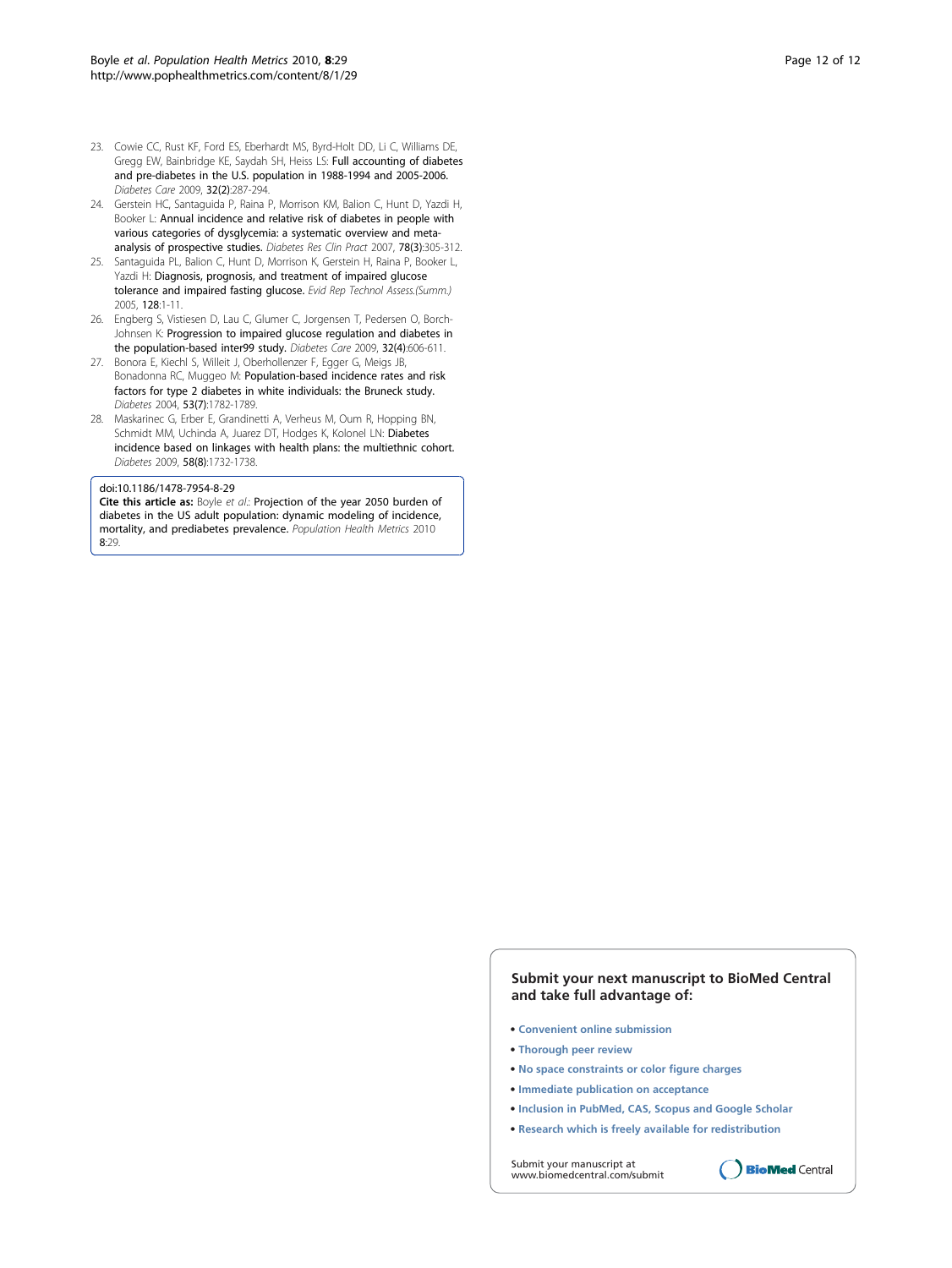23. Cowie CC, Rust KF, Ford ES, Eberhardt MS, Byrd-Holt DD, Li C, Williams DE, Gregg EW, Bainbridge KE, Saydah SH, Heiss LS: **Full accounting of diabetes and pre-diabetes in the U.S. population in 1988-1994 and 2005-2006.** *Diabetes Care* 2009, **32(2)**:287-294.
24. Gerstein HC, Santaguida P, Raina P, Morrison KM, Balion C, Hunt D, Yazdi H, Booker L: **Annual incidence and relative risk of diabetes in people with various categories of dysglycemia: a systematic overview and meta-analysis of prospective studies.** *Diabetes Res Clin Pract* 2007, **78(3)**:305-312.
25. Santaguida PL, Balion C, Hunt D, Morrison K, Gerstein H, Raina P, Booker L, Yazdi H: **Diagnosis, prognosis, and treatment of impaired glucose tolerance and impaired fasting glucose.** *Evid Rep Technol Assess.(Summ.)* 2005, **128**:1-11.
26. Engberg S, Vistiesen D, Lau C, Glumer C, Jorgensen T, Pedersen O, Borch-Johnsen K: **Progression to impaired glucose regulation and diabetes in the population-based inter99 study.** *Diabetes Care* 2009, **32(4)**:606-611.
27. Bonora E, Kiechl S, Willeit J, Oberhollenzer F, Egger G, Meigs JB, Bonadonna RC, Muggeo M: **Population-based incidence rates and risk factors for type 2 diabetes in white individuals: the Bruneck study.** *Diabetes* 2004, **53(7)**:1782-1789.
28. Maskarinec G, Erber E, Grandinetti A, Verheus M, Oum R, Hopping BN, Schmidt MM, Uchinda A, Juarez DT, Hodges K, Kolonel LN: **Diabetes incidence based on linkages with health plans: the multiethnic cohort.** *Diabetes* 2009, **58(8)**:1732-1738.

doi:10.1186/1478-7954-8-29

**Cite this article as:** Boyle *et al.*: Projection of the year 2050 burden of diabetes in the US adult population: dynamic modeling of incidence, mortality, and prediabetes prevalence. *Population Health Metrics* 2010 **8**:29.

**Submit your next manuscript to BioMed Central and take full advantage of:**

- Convenient online submission
- Thorough peer review
- No space constraints or color figure charges
- Immediate publication on acceptance
- Inclusion in PubMed, CAS, Scopus and Google Scholar
- Research which is freely available for redistribution

Submit your manuscript at www.biomedcentral.com/submit

BioMed Central